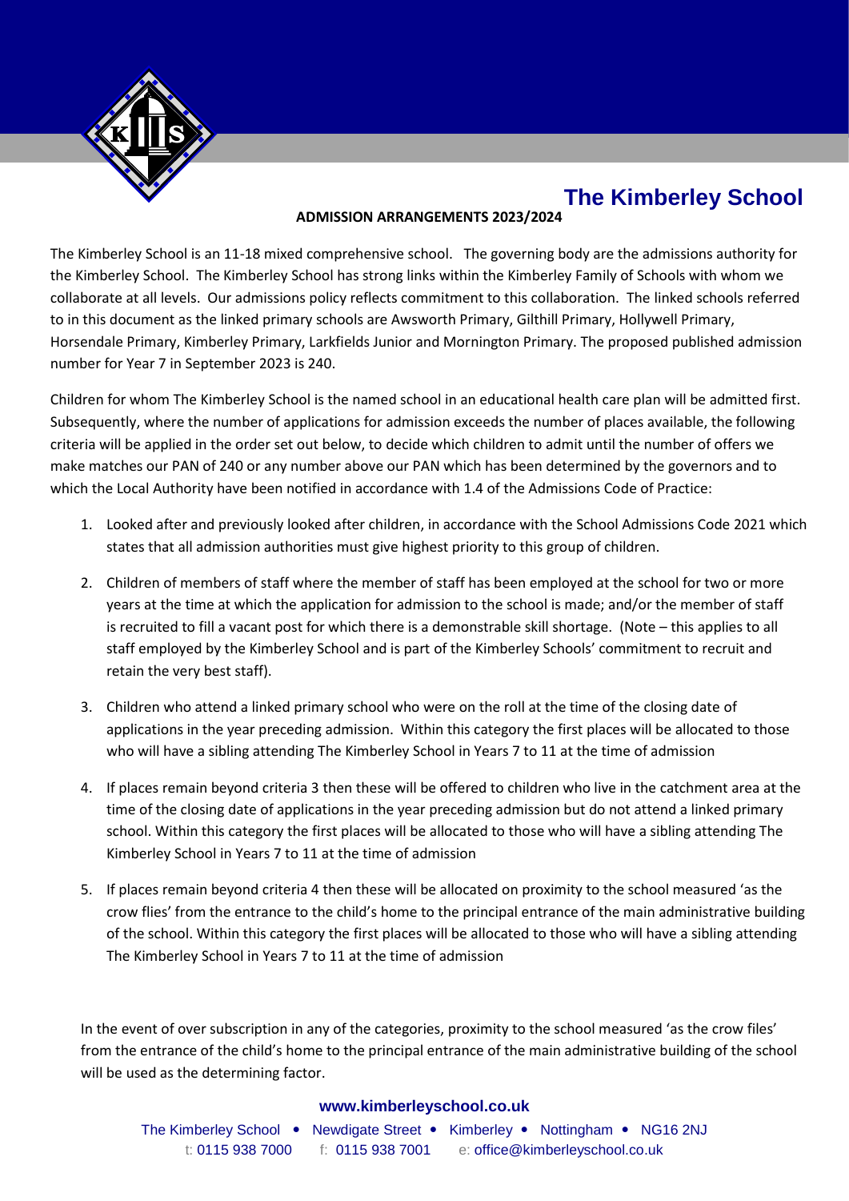# The Kimberley School

## ADMISSION ARRANGEMENTS 2023/2024

The Kimberley School is an 11-18 mixed comprehensive school. The governing body are the admissions authority for the Kimberley School. The Kimberley School has strong links within the Kimberley Family of Schools with whom we collaborate at all levels. Our admissions policy reflects commitment to this collaboration. The linked schools referred to in this document as the linked primary schools are Awsworth Primary, Gilthill Primary, Hollywell Primary, Horsendale Primary, Kimberley Primary, Larkfields Junior and Mornington Primary. The proposed published admission number for Year 7 in September 2023 is 240.

Children for whom The Kimberley School is the named school in an educational health care plan will be admitted first. Subsequently, where the number of applications for admission exceeds the number of places available, the following criteria will be applied in the order set out below, to decide which children to admit until the number of offers we make matches our PAN of 240 or any number above our PAN which has been determined by the governors and to which the Local Authority have been notified in accordance with 1.4 of the Admissions Code of Practice:

1. Looked after and previously looked after children, in accordance with the School Admissions Code 2021 which states that all admission authorities must give highest priority to this group of children.
2. Children of members of staff where the member of staff has been employed at the school for two or more years at the time at which the application for admission to the school is made; and/or the member of staff is recruited to fill a vacant post for which there is a demonstrable skill shortage. (Note – this applies to all staff employed by the Kimberley School and is part of the Kimberley Schools' commitment to recruit and retain the very best staff).
3. Children who attend a linked primary school who were on the roll at the time of the closing date of applications in the year preceding admission. Within this category the first places will be allocated to those who will have a sibling attending The Kimberley School in Years 7 to 11 at the time of admission
4. If places remain beyond criteria 3 then these will be offered to children who live in the catchment area at the time of the closing date of applications in the year preceding admission but do not attend a linked primary school. Within this category the first places will be allocated to those who will have a sibling attending The Kimberley School in Years 7 to 11 at the time of admission
5. If places remain beyond criteria 4 then these will be allocated on proximity to the school measured 'as the crow flies' from the entrance to the child's home to the principal entrance of the main administrative building of the school. Within this category the first places will be allocated to those who will have a sibling attending The Kimberley School in Years 7 to 11 at the time of admission

In the event of over subscription in any of the categories, proximity to the school measured 'as the crow files' from the entrance of the child's home to the principal entrance of the main administrative building of the school will be used as the determining factor.

**www.kimberleyschool.co.uk**

The Kimberley School • Newdigate Street • Kimberley • Nottingham • NG16 2NJ
t: 0115 938 7000 f: 0115 938 7001 e: office@kimberleyschool.co.uk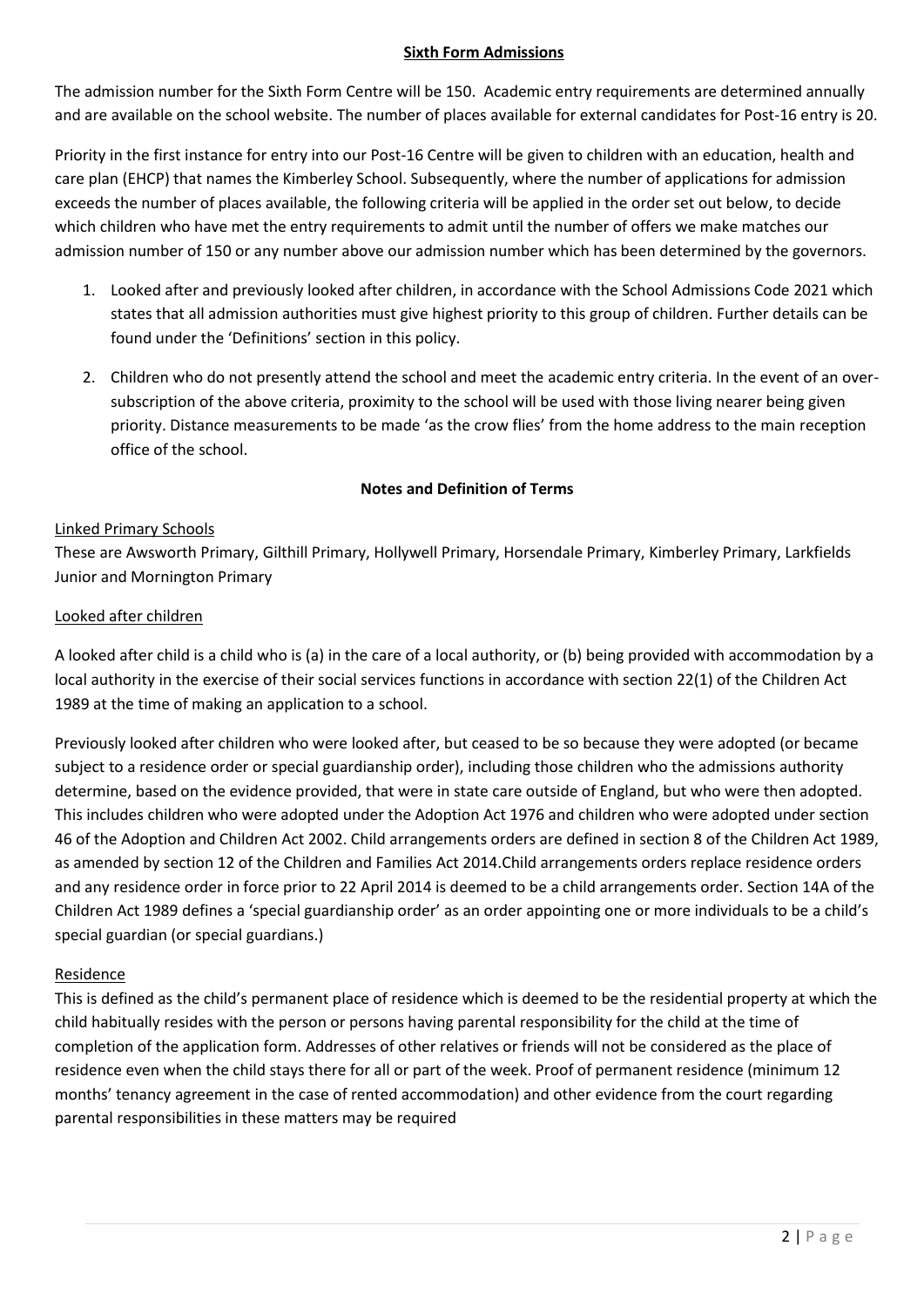## **Sixth Form Admissions**

The admission number for the Sixth Form Centre will be 150. Academic entry requirements are determined annually and are available on the school website. The number of places available for external candidates for Post-16 entry is 20.

Priority in the first instance for entry into our Post-16 Centre will be given to children with an education, health and care plan (EHCP) that names the Kimberley School. Subsequently, where the number of applications for admission exceeds the number of places available, the following criteria will be applied in the order set out below, to decide which children who have met the entry requirements to admit until the number of offers we make matches our admission number of 150 or any number above our admission number which has been determined by the governors.

1. Looked after and previously looked after children, in accordance with the School Admissions Code 2021 which states that all admission authorities must give highest priority to this group of children. Further details can be found under the 'Definitions' section in this policy.
2. Children who do not presently attend the school and meet the academic entry criteria. In the event of an over-subscription of the above criteria, proximity to the school will be used with those living nearer being given priority. Distance measurements to be made 'as the crow flies' from the home address to the main reception office of the school.

### **Notes and Definition of Terms**

Linked Primary Schools

These are Awsworth Primary, Gilthill Primary, Hollywell Primary, Horsendale Primary, Kimberley Primary, Larkfields Junior and Mornington Primary

Looked after children

A looked after child is a child who is (a) in the care of a local authority, or (b) being provided with accommodation by a local authority in the exercise of their social services functions in accordance with section 22(1) of the Children Act 1989 at the time of making an application to a school.

Previously looked after children who were looked after, but ceased to be so because they were adopted (or became subject to a residence order or special guardianship order), including those children who the admissions authority determine, based on the evidence provided, that were in state care outside of England, but who were then adopted. This includes children who were adopted under the Adoption Act 1976 and children who were adopted under section 46 of the Adoption and Children Act 2002. Child arrangements orders are defined in section 8 of the Children Act 1989, as amended by section 12 of the Children and Families Act 2014.Child arrangements orders replace residence orders and any residence order in force prior to 22 April 2014 is deemed to be a child arrangements order. Section 14A of the Children Act 1989 defines a 'special guardianship order' as an order appointing one or more individuals to be a child's special guardian (or special guardians.)

Residence

This is defined as the child's permanent place of residence which is deemed to be the residential property at which the child habitually resides with the person or persons having parental responsibility for the child at the time of completion of the application form. Addresses of other relatives or friends will not be considered as the place of residence even when the child stays there for all or part of the week. Proof of permanent residence (minimum 12 months' tenancy agreement in the case of rented accommodation) and other evidence from the court regarding parental responsibilities in these matters may be required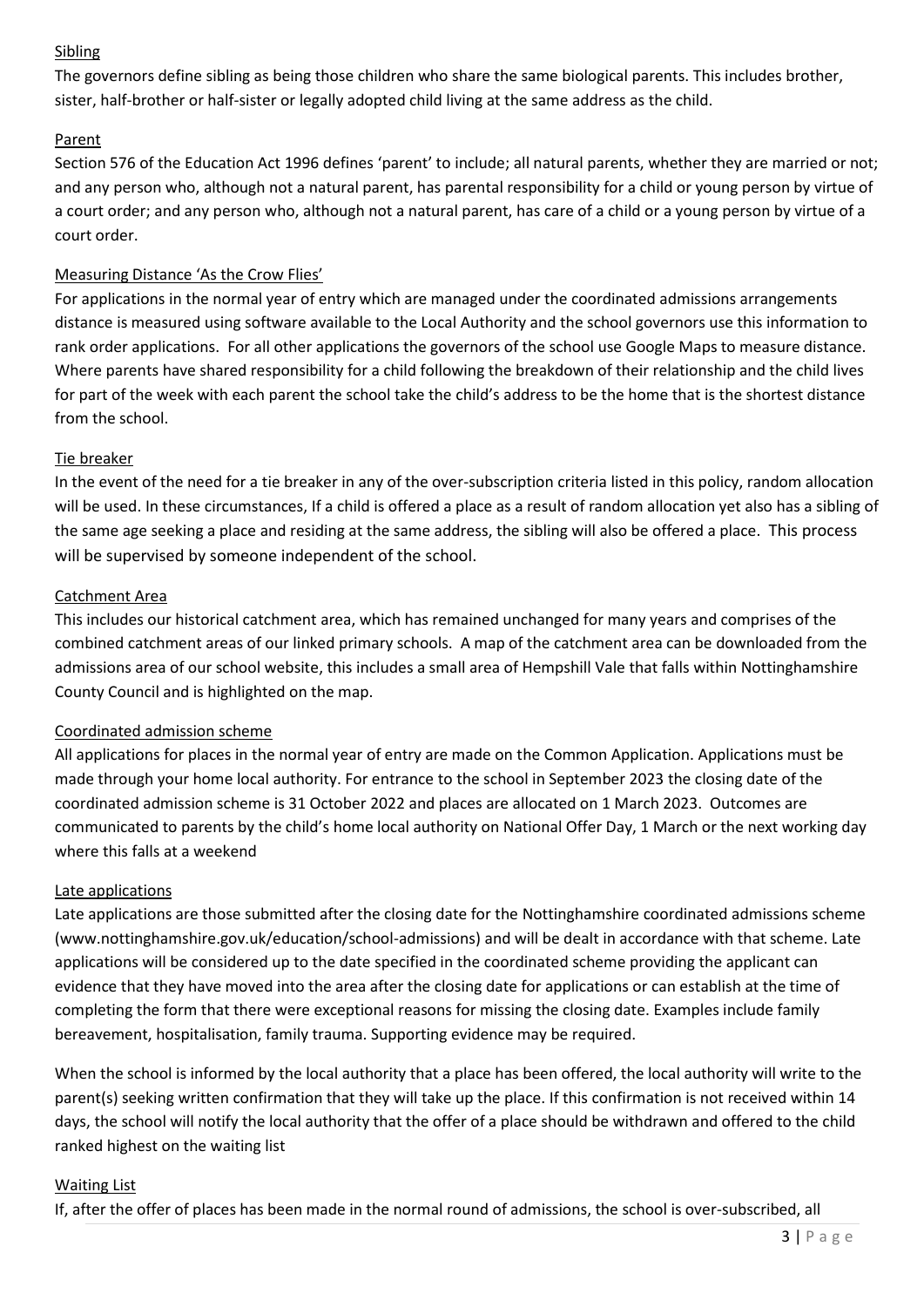### Sibling

The governors define sibling as being those children who share the same biological parents. This includes brother, sister, half-brother or half-sister or legally adopted child living at the same address as the child.

### Parent

Section 576 of the Education Act 1996 defines 'parent' to include; all natural parents, whether they are married or not; and any person who, although not a natural parent, has parental responsibility for a child or young person by virtue of a court order; and any person who, although not a natural parent, has care of a child or a young person by virtue of a court order.

### Measuring Distance 'As the Crow Flies'

For applications in the normal year of entry which are managed under the coordinated admissions arrangements distance is measured using software available to the Local Authority and the school governors use this information to rank order applications. For all other applications the governors of the school use Google Maps to measure distance. Where parents have shared responsibility for a child following the breakdown of their relationship and the child lives for part of the week with each parent the school take the child's address to be the home that is the shortest distance from the school.

### Tie breaker

In the event of the need for a tie breaker in any of the over-subscription criteria listed in this policy, random allocation will be used. In these circumstances, If a child is offered a place as a result of random allocation yet also has a sibling of the same age seeking a place and residing at the same address, the sibling will also be offered a place. This process will be supervised by someone independent of the school.

### Catchment Area

This includes our historical catchment area, which has remained unchanged for many years and comprises of the combined catchment areas of our linked primary schools. A map of the catchment area can be downloaded from the admissions area of our school website, this includes a small area of Hempshill Vale that falls within Nottinghamshire County Council and is highlighted on the map.

### Coordinated admission scheme

All applications for places in the normal year of entry are made on the Common Application. Applications must be made through your home local authority. For entrance to the school in September 2023 the closing date of the coordinated admission scheme is 31 October 2022 and places are allocated on 1 March 2023. Outcomes are communicated to parents by the child's home local authority on National Offer Day, 1 March or the next working day where this falls at a weekend

### Late applications

Late applications are those submitted after the closing date for the Nottinghamshire coordinated admissions scheme (www.nottinghamshire.gov.uk/education/school-admissions) and will be dealt in accordance with that scheme. Late applications will be considered up to the date specified in the coordinated scheme providing the applicant can evidence that they have moved into the area after the closing date for applications or can establish at the time of completing the form that there were exceptional reasons for missing the closing date. Examples include family bereavement, hospitalisation, family trauma. Supporting evidence may be required.

When the school is informed by the local authority that a place has been offered, the local authority will write to the parent(s) seeking written confirmation that they will take up the place. If this confirmation is not received within 14 days, the school will notify the local authority that the offer of a place should be withdrawn and offered to the child ranked highest on the waiting list

### Waiting List

If, after the offer of places has been made in the normal round of admissions, the school is over-subscribed, all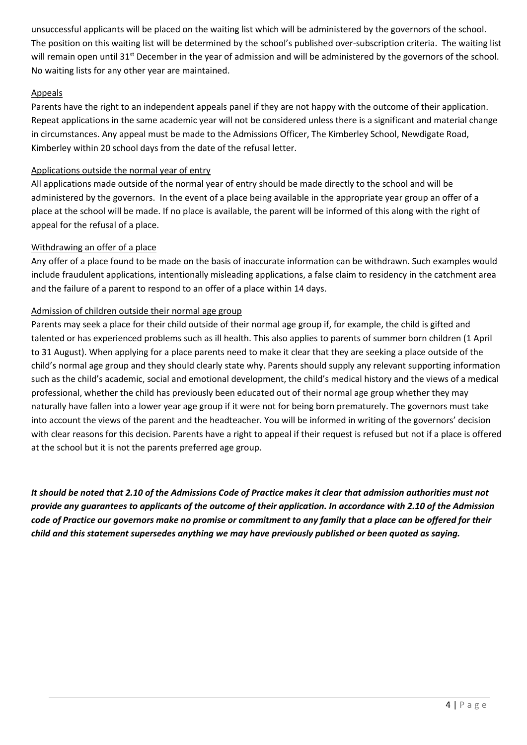unsuccessful applicants will be placed on the waiting list which will be administered by the governors of the school. The position on this waiting list will be determined by the school's published over-subscription criteria. The waiting list will remain open until 31st December in the year of admission and will be administered by the governors of the school. No waiting lists for any other year are maintained.

Appeals

Parents have the right to an independent appeals panel if they are not happy with the outcome of their application. Repeat applications in the same academic year will not be considered unless there is a significant and material change in circumstances. Any appeal must be made to the Admissions Officer, The Kimberley School, Newdigate Road, Kimberley within 20 school days from the date of the refusal letter.

Applications outside the normal year of entry

All applications made outside of the normal year of entry should be made directly to the school and will be administered by the governors. In the event of a place being available in the appropriate year group an offer of a place at the school will be made. If no place is available, the parent will be informed of this along with the right of appeal for the refusal of a place.

Withdrawing an offer of a place

Any offer of a place found to be made on the basis of inaccurate information can be withdrawn. Such examples would include fraudulent applications, intentionally misleading applications, a false claim to residency in the catchment area and the failure of a parent to respond to an offer of a place within 14 days.

Admission of children outside their normal age group

Parents may seek a place for their child outside of their normal age group if, for example, the child is gifted and talented or has experienced problems such as ill health. This also applies to parents of summer born children (1 April to 31 August). When applying for a place parents need to make it clear that they are seeking a place outside of the child's normal age group and they should clearly state why. Parents should supply any relevant supporting information such as the child's academic, social and emotional development, the child's medical history and the views of a medical professional, whether the child has previously been educated out of their normal age group whether they may naturally have fallen into a lower year age group if it were not for being born prematurely. The governors must take into account the views of the parent and the headteacher. You will be informed in writing of the governors' decision with clear reasons for this decision. Parents have a right to appeal if their request is refused but not if a place is offered at the school but it is not the parents preferred age group.

***It should be noted that 2.10 of the Admissions Code of Practice makes it clear that admission authorities must not provide any guarantees to applicants of the outcome of their application. In accordance with 2.10 of the Admission code of Practice our governors make no promise or commitment to any family that a place can be offered for their child and this statement supersedes anything we may have previously published or been quoted as saying.***